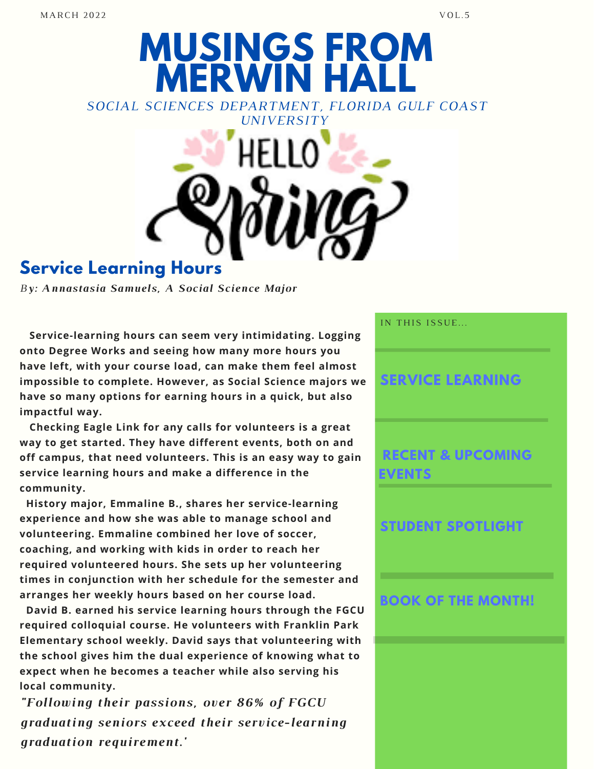MARCH 2022 VOL.5

# MUSINGS FROM MERWIN HALL

*SOCIAL SCIENCES DEPARTMENT, FLORIDA GULF COAST UNIVERSITY*

HELLO Spring

## Service Learning Hours

*By: Annastasia Samuels, A Social Science Major*

**Service-learning hours can seem very intimidating. Logging onto Degree Works and seeing how many more hours you have left, with your course load, can make them feel almost impossible to complete. However, as Social Science majors we have so many options for earning hours in a quick, but also impactful way.**

**Checking Eagle Link for any calls for volunteers is a great way to get started. They have different events, both on and off campus, that need volunteers. This is an easy way to gain service learning hours and make a difference in the community.**

**History major, Emmaline B., shares her service-learning experience and how she was able to manage school and volunteering. Emmaline combined her love of soccer, coaching, and working with kids in order to reach her required volunteered hours. She sets up her volunteering times in conjunction with her schedule for the semester and arranges her weekly hours based on her course load.**

**David B. earned his service learning hours through the FGCU required colloquial course. He volunteers with Franklin Park Elementary school weekly. David says that volunteering with the school gives him the dual experience of knowing what to expect when he becomes a teacher while also serving his local community.**

***"Following their passions, over 86% of FGCU graduating seniors exceed their service-learning graduation requirement.'***

IN THIS ISSUE...

- SERVICE LEARNING
- RECENT & UPCOMING EVENTS
- STUDENT SPOTLIGHT
- BOOK OF THE MONTH!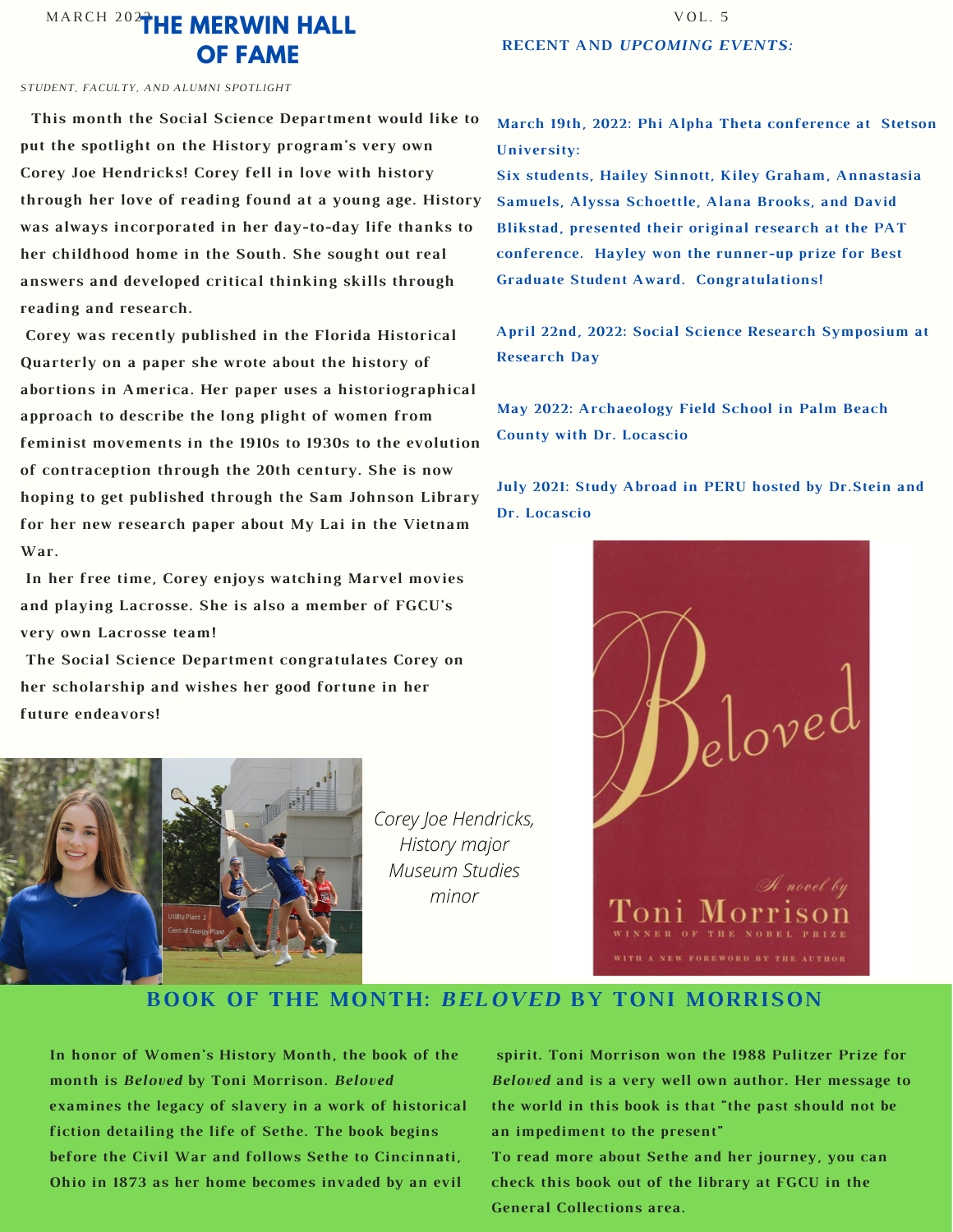MARCH 2022

# THE MERWIN HALL OF FAME

VOL. 5

*STUDENT, FACULTY, AND ALUMNI SPOTLIGHT*

**This month the Social Science Department would like to put the spotlight on the History program's very own Corey Joe Hendricks! Corey fell in love with history through her love of reading found at a young age. History was always incorporated in her day-to-day life thanks to her childhood home in the South. She sought out real answers and developed critical thinking skills through reading and research.**

**Corey was recently published in the Florida Historical Quarterly on a paper she wrote about the history of abortions in America. Her paper uses a historiographical approach to describe the long plight of women from feminist movements in the 1910s to 1930s to the evolution of contraception through the 20th century. She is now hoping to get published through the Sam Johnson Library for her new research paper about My Lai in the Vietnam War.**

**In her free time, Corey enjoys watching Marvel movies and playing Lacrosse. She is also a member of FGCU's very own Lacrosse team!**

**The Social Science Department congratulates Corey on her scholarship and wishes her good fortune in her future endeavors!**

*Corey Joe Hendricks, History major Museum Studies minor*

## RECENT AND *UPCOMING EVENTS:*

**March 19th, 2022: Phi Alpha Theta conference at Stetson University:**
**Six students, Hailey Sinnott, Kiley Graham, Annastasia Samuels, Alyssa Schoettle, Alana Brooks, and David Blikstad, presented their original research at the PAT conference. Hayley won the runner-up prize for Best Graduate Student Award. Congratulations!**

**April 22nd, 2022: Social Science Research Symposium at Research Day**

**May 2022: Archaeology Field School in Palm Beach County with Dr. Locascio**

**July 2021: Study Abroad in PERU hosted by Dr.Stein and Dr. Locascio**

## BOOK OF THE MONTH: *BELOVED* BY TONI MORRISON

**In honor of Women's History Month, the book of the month is *Beloved* by Toni Morrison. *Beloved* examines the legacy of slavery in a work of historical fiction detailing the life of Sethe. The book begins before the Civil War and follows Sethe to Cincinnati, Ohio in 1873 as her home becomes invaded by an evil spirit. Toni Morrison won the 1988 Pulitzer Prize for *Beloved* and is a very well own author. Her message to the world in this book is that "the past should not be an impediment to the present"**
**To read more about Sethe and her journey, you can check this book out of the library at FGCU in the General Collections area.**